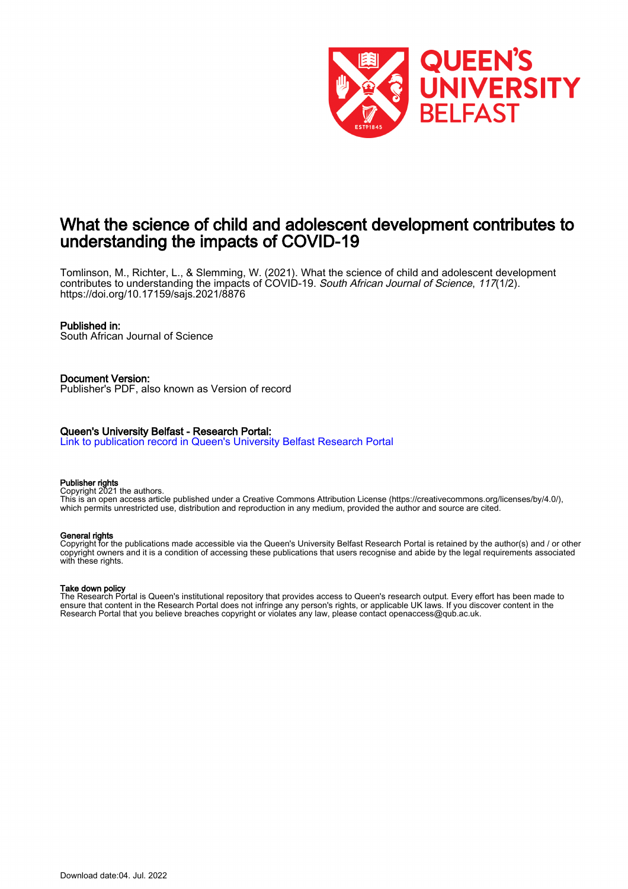# What the science of child and adolescent development contributes to understanding the impacts of COVID-19

Tomlinson, M., Richter, L., & Slemming, W. (2021). What the science of child and adolescent development contributes to understanding the impacts of COVID-19. *South African Journal of Science*, *117*(1/2). https://doi.org/10.17159/sajs.2021/8876

**Published in:**
South African Journal of Science

**Document Version:**
Publisher's PDF, also known as Version of record

**Queen's University Belfast - Research Portal:**
Link to publication record in Queen's University Belfast Research Portal

**Publisher rights**
Copyright 2021 the authors.
This is an open access article published under a Creative Commons Attribution License (https://creativecommons.org/licenses/by/4.0/), which permits unrestricted use, distribution and reproduction in any medium, provided the author and source are cited.

**General rights**
Copyright for the publications made accessible via the Queen's University Belfast Research Portal is retained by the author(s) and / or other copyright owners and it is a condition of accessing these publications that users recognise and abide by the legal requirements associated with these rights.

**Take down policy**
The Research Portal is Queen's institutional repository that provides access to Queen's research output. Every effort has been made to ensure that content in the Research Portal does not infringe any person's rights, or applicable UK laws. If you discover content in the Research Portal that you believe breaches copyright or violates any law, please contact openaccess@qub.ac.uk.

Download date:04. Jul. 2022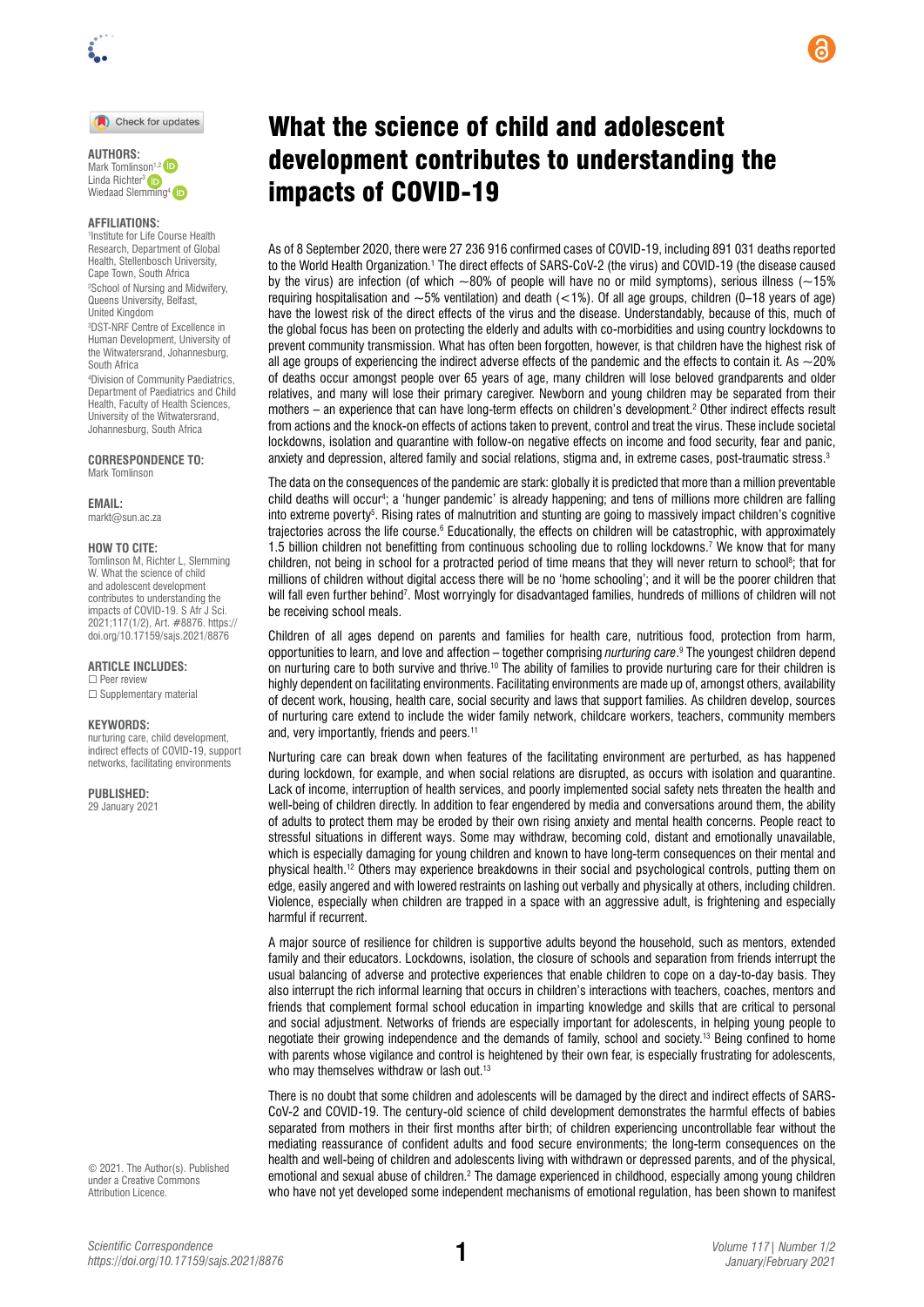# What the science of child and adolescent development contributes to understanding the impacts of COVID-19

**AUTHORS:**
Mark Tomlinson[1,2]
Linda Richter[3]
Wiedaad Slemming[4]

**AFFILIATIONS:**
[1]Institute for Life Course Health Research, Department of Global Health, Stellenbosch University, Cape Town, South Africa
[2]School of Nursing and Midwifery, Queens University, Belfast, United Kingdom
[3]DST-NRF Centre of Excellence in Human Development, University of the Witwatersrand, Johannesburg, South Africa
[4]Division of Community Paediatrics, Department of Paediatrics and Child Health, Faculty of Health Sciences, University of the Witwatersrand, Johannesburg, South Africa

**CORRESPONDENCE TO:**
Mark Tomlinson

**EMAIL:**
markt@sun.ac.za

**HOW TO CITE:**
Tomlinson M, Richter L, Slemming W. What the science of child and adolescent development contributes to understanding the impacts of COVID-19. S Afr J Sci. 2021;117(1/2), Art. #8876. https://doi.org/10.17159/sajs.2021/8876

**ARTICLE INCLUDES:**
☐ Peer review
☐ Supplementary material

**KEYWORDS:**
nurturing care, child development, indirect effects of COVID-19, support networks, facilitating environments

**PUBLISHED:**
29 January 2021

© 2021. The Author(s). Published under a Creative Commons Attribution Licence.

As of 8 September 2020, there were 27 236 916 confirmed cases of COVID-19, including 891 031 deaths reported to the World Health Organization.[1] The direct effects of SARS-CoV-2 (the virus) and COVID-19 (the disease caused by the virus) are infection (of which ~80% of people will have no or mild symptoms), serious illness (~15% requiring hospitalisation and ~5% ventilation) and death (<1%). Of all age groups, children (0–18 years of age) have the lowest risk of the direct effects of the virus and the disease. Understandably, because of this, much of the global focus has been on protecting the elderly and adults with co-morbidities and using country lockdowns to prevent community transmission. What has often been forgotten, however, is that children have the highest risk of all age groups of experiencing the indirect adverse effects of the pandemic and the effects to contain it. As ~20% of deaths occur amongst people over 65 years of age, many children will lose beloved grandparents and older relatives, and many will lose their primary caregiver. Newborn and young children may be separated from their mothers – an experience that can have long-term effects on children's development.[2] Other indirect effects result from actions and the knock-on effects of actions taken to prevent, control and treat the virus. These include societal lockdowns, isolation and quarantine with follow-on negative effects on income and food security, fear and panic, anxiety and depression, altered family and social relations, stigma and, in extreme cases, post-traumatic stress.[3]

The data on the consequences of the pandemic are stark: globally it is predicted that more than a million preventable child deaths will occur[4]; a 'hunger pandemic' is already happening; and tens of millions more children are falling into extreme poverty[5]. Rising rates of malnutrition and stunting are going to massively impact children's cognitive trajectories across the life course.[6] Educationally, the effects on children will be catastrophic, with approximately 1.5 billion children not benefitting from continuous schooling due to rolling lockdowns.[7] We know that for many children, not being in school for a protracted period of time means that they will never return to school[8]; that for millions of children without digital access there will be no 'home schooling'; and it will be the poorer children that will fall even further behind[7]. Most worryingly for disadvantaged families, hundreds of millions of children will not be receiving school meals.

Children of all ages depend on parents and families for health care, nutritious food, protection from harm, opportunities to learn, and love and affection – together comprising *nurturing care*.[9] The youngest children depend on nurturing care to both survive and thrive.[10] The ability of families to provide nurturing care for their children is highly dependent on facilitating environments. Facilitating environments are made up of, amongst others, availability of decent work, housing, health care, social security and laws that support families. As children develop, sources of nurturing care extend to include the wider family network, childcare workers, teachers, community members and, very importantly, friends and peers.[11]

Nurturing care can break down when features of the facilitating environment are perturbed, as has happened during lockdown, for example, and when social relations are disrupted, as occurs with isolation and quarantine. Lack of income, interruption of health services, and poorly implemented social safety nets threaten the health and well-being of children directly. In addition to fear engendered by media and conversations around them, the ability of adults to protect them may be eroded by their own rising anxiety and mental health concerns. People react to stressful situations in different ways. Some may withdraw, becoming cold, distant and emotionally unavailable, which is especially damaging for young children and known to have long-term consequences on their mental and physical health.[12] Others may experience breakdowns in their social and psychological controls, putting them on edge, easily angered and with lowered restraints on lashing out verbally and physically at others, including children. Violence, especially when children are trapped in a space with an aggressive adult, is frightening and especially harmful if recurrent.

A major source of resilience for children is supportive adults beyond the household, such as mentors, extended family and their educators. Lockdowns, isolation, the closure of schools and separation from friends interrupt the usual balancing of adverse and protective experiences that enable children to cope on a day-to-day basis. They also interrupt the rich informal learning that occurs in children's interactions with teachers, coaches, mentors and friends that complement formal school education in imparting knowledge and skills that are critical to personal and social adjustment. Networks of friends are especially important for adolescents, in helping young people to negotiate their growing independence and the demands of family, school and society.[13] Being confined to home with parents whose vigilance and control is heightened by their own fear, is especially frustrating for adolescents, who may themselves withdraw or lash out.[13]

There is no doubt that some children and adolescents will be damaged by the direct and indirect effects of SARS-CoV-2 and COVID-19. The century-old science of child development demonstrates the harmful effects of babies separated from mothers in their first months after birth; of children experiencing uncontrollable fear without the mediating reassurance of confident adults and food secure environments; the long-term consequences on the health and well-being of children and adolescents living with withdrawn or depressed parents, and of the physical, emotional and sexual abuse of children.[2] The damage experienced in childhood, especially among young children who have not yet developed some independent mechanisms of emotional regulation, has been shown to manifest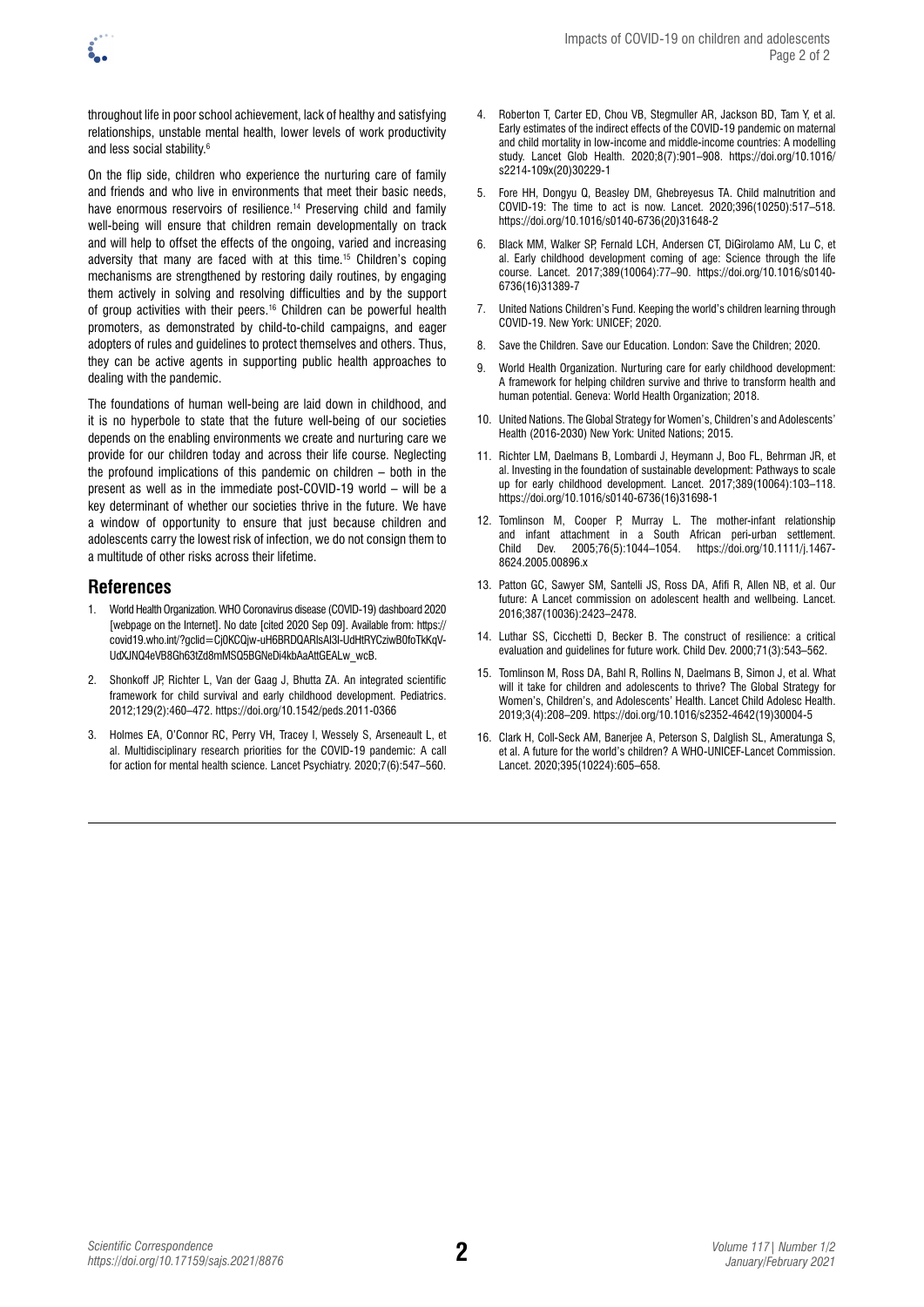throughout life in poor school achievement, lack of healthy and satisfying relationships, unstable mental health, lower levels of work productivity and less social stability.[6]

On the flip side, children who experience the nurturing care of family and friends and who live in environments that meet their basic needs, have enormous reservoirs of resilience.[14] Preserving child and family well-being will ensure that children remain developmentally on track and will help to offset the effects of the ongoing, varied and increasing adversity that many are faced with at this time.[15] Children's coping mechanisms are strengthened by restoring daily routines, by engaging them actively in solving and resolving difficulties and by the support of group activities with their peers.[16] Children can be powerful health promoters, as demonstrated by child-to-child campaigns, and eager adopters of rules and guidelines to protect themselves and others. Thus, they can be active agents in supporting public health approaches to dealing with the pandemic.

The foundations of human well-being are laid down in childhood, and it is no hyperbole to state that the future well-being of our societies depends on the enabling environments we create and nurturing care we provide for our children today and across their life course. Neglecting the profound implications of this pandemic on children – both in the present as well as in the immediate post-COVID-19 world – will be a key determinant of whether our societies thrive in the future. We have a window of opportunity to ensure that just because children and adolescents carry the lowest risk of infection, we do not consign them to a multitude of other risks across their lifetime.

## References

1. World Health Organization. WHO Coronavirus disease (COVID-19) dashboard 2020 [webpage on the Internet]. No date [cited 2020 Sep 09]. Available from: https://covid19.who.int/?gclid=Cj0KCQjw-uH6BRDQARIsAI3I-UdHtRYCziwB0foTkKqV-UdXJNQ4eVB8Gh63tZd8mMSQ5BGNeDi4kbAaAttGEALw_wcB.
2. Shonkoff JP, Richter L, Van der Gaag J, Bhutta ZA. An integrated scientific framework for child survival and early childhood development. Pediatrics. 2012;129(2):460–472. https://doi.org/10.1542/peds.2011-0366
3. Holmes EA, O'Connor RC, Perry VH, Tracey I, Wessely S, Arseneault L, et al. Multidisciplinary research priorities for the COVID-19 pandemic: A call for action for mental health science. Lancet Psychiatry. 2020;7(6):547–560.
4. Roberton T, Carter ED, Chou VB, Stegmuller AR, Jackson BD, Tam Y, et al. Early estimates of the indirect effects of the COVID-19 pandemic on maternal and child mortality in low-income and middle-income countries: A modelling study. Lancet Glob Health. 2020;8(7):901–908. https://doi.org/10.1016/s2214-109x(20)30229-1
5. Fore HH, Dongyu Q, Beasley DM, Ghebreyesus TA. Child malnutrition and COVID-19: The time to act is now. Lancet. 2020;396(10250):517–518. https://doi.org/10.1016/s0140-6736(20)31648-2
6. Black MM, Walker SP, Fernald LCH, Andersen CT, DiGirolamo AM, Lu C, et al. Early childhood development coming of age: Science through the life course. Lancet. 2017;389(10064):77–90. https://doi.org/10.1016/s0140-6736(16)31389-7
7. United Nations Children's Fund. Keeping the world's children learning through COVID-19. New York: UNICEF; 2020.
8. Save the Children. Save our Education. London: Save the Children; 2020.
9. World Health Organization. Nurturing care for early childhood development: A framework for helping children survive and thrive to transform health and human potential. Geneva: World Health Organization; 2018.
10. United Nations. The Global Strategy for Women's, Children's and Adolescents' Health (2016-2030) New York: United Nations; 2015.
11. Richter LM, Daelmans B, Lombardi J, Heymann J, Boo FL, Behrman JR, et al. Investing in the foundation of sustainable development: Pathways to scale up for early childhood development. Lancet. 2017;389(10064):103–118. https://doi.org/10.1016/s0140-6736(16)31698-1
12. Tomlinson M, Cooper P, Murray L. The mother-infant relationship and infant attachment in a South African peri-urban settlement. Child Dev. 2005;76(5):1044–1054. https://doi.org/10.1111/j.1467-8624.2005.00896.x
13. Patton GC, Sawyer SM, Santelli JS, Ross DA, Afifi R, Allen NB, et al. Our future: A Lancet commission on adolescent health and wellbeing. Lancet. 2016;387(10036):2423–2478.
14. Luthar SS, Cicchetti D, Becker B. The construct of resilience: a critical evaluation and guidelines for future work. Child Dev. 2000;71(3):543–562.
15. Tomlinson M, Ross DA, Bahl R, Rollins N, Daelmans B, Simon J, et al. What will it take for children and adolescents to thrive? The Global Strategy for Women's, Children's, and Adolescents' Health. Lancet Child Adolesc Health. 2019;3(4):208–209. https://doi.org/10.1016/s2352-4642(19)30004-5
16. Clark H, Coll-Seck AM, Banerjee A, Peterson S, Dalglish SL, Ameratunga S, et al. A future for the world's children? A WHO-UNICEF-Lancet Commission. Lancet. 2020;395(10224):605–658.